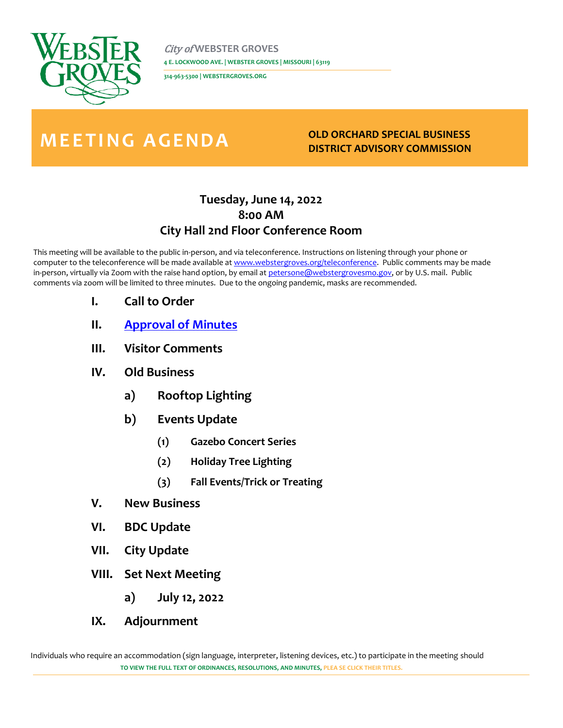*City of* **WEBSTER GROVES**

**4 E. LOCKWOOD AVE. | WEBSTER GROVES | MISSOURI | 63119**

**314-963-5300 | WEBSTERGROVES.ORG**

# MEETING AGENDA

**OLD ORCHARD SPECIAL BUSINESS DISTRICT ADVISORY COMMISSION**

## Tuesday, June 14, 2022
## 8:00 AM
## City Hall 2nd Floor Conference Room

This meeting will be available to the public in-person, and via teleconference. Instructions on listening through your phone or computer to the teleconference will be made available at www.webstergroves.org/teleconference. Public comments may be made in-person, virtually via Zoom with the raise hand option, by email at petersone@webstergrovesmo.gov, or by U.S. mail. Public comments via zoom will be limited to three minutes. Due to the ongoing pandemic, masks are recommended.

**I. Call to Order**

**II. Approval of Minutes**

**III. Visitor Comments**

**IV. Old Business**

- **a) Rooftop Lighting**
- **b) Events Update**
  - **(1) Gazebo Concert Series**
  - **(2) Holiday Tree Lighting**
  - **(3) Fall Events/Trick or Treating**

**V. New Business**

**VI. BDC Update**

**VII. City Update**

**VIII. Set Next Meeting**

- **a) July 12, 2022**

**IX. Adjournment**

Individuals who require an accommodation (sign language, interpreter, listening devices, etc.) to participate in the meeting should

**TO VIEW THE FULL TEXT OF ORDINANCES, RESOLUTIONS, AND MINUTES, PLEA SE CLICK THEIR TITLES.**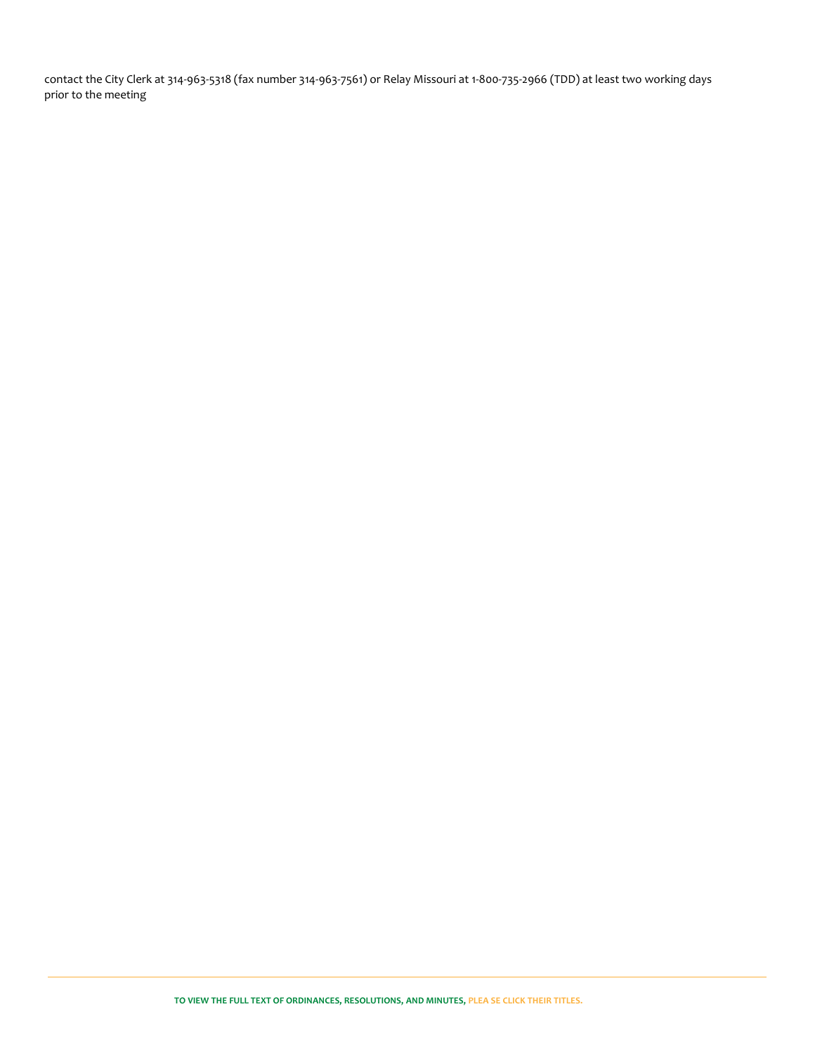contact the City Clerk at 314-963-5318 (fax number 314-963-7561) or Relay Missouri at 1-800-735-2966 (TDD) at least two working days prior to the meeting

---

**TO VIEW THE FULL TEXT OF ORDINANCES, RESOLUTIONS, AND MINUTES, PLEA SE CLICK THEIR TITLES.**